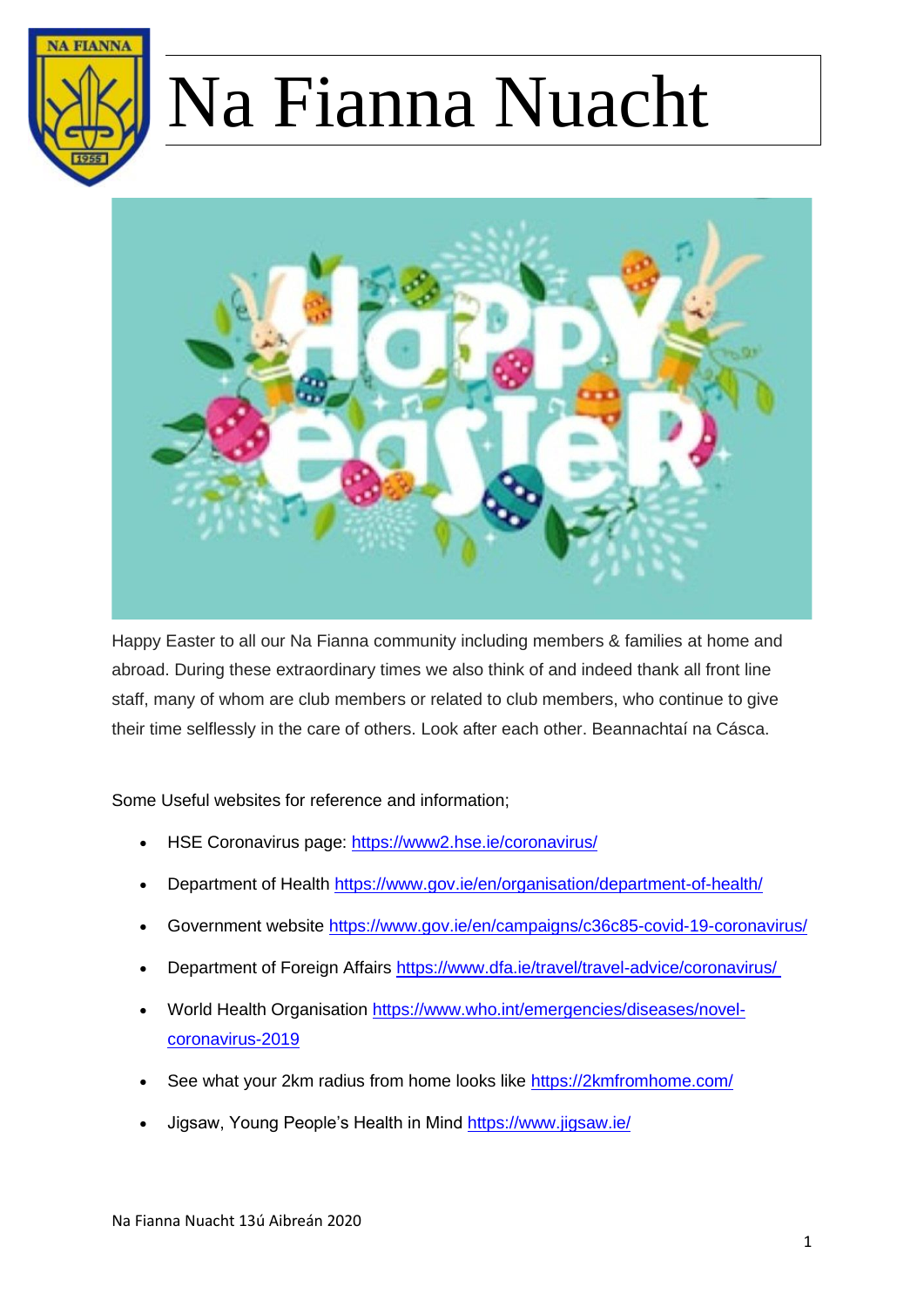# Na Fianna Nuacht

Happy Easter to all our Na Fianna community including members & families at home and abroad. During these extraordinary times we also think of and indeed thank all front line staff, many of whom are club members or related to club members, who continue to give their time selflessly in the care of others. Look after each other. Beannachtaí na Cásca.

Some Useful websites for reference and information;

- HSE Coronavirus page: https://www2.hse.ie/coronavirus/
- Department of Health https://www.gov.ie/en/organisation/department-of-health/
- Government website https://www.gov.ie/en/campaigns/c36c85-covid-19-coronavirus/
- Department of Foreign Affairs https://www.dfa.ie/travel/travel-advice/coronavirus/
- World Health Organisation https://www.who.int/emergencies/diseases/novel-coronavirus-2019
- See what your 2km radius from home looks like https://2kmfromhome.com/
- Jigsaw, Young People's Health in Mind https://www.jigsaw.ie/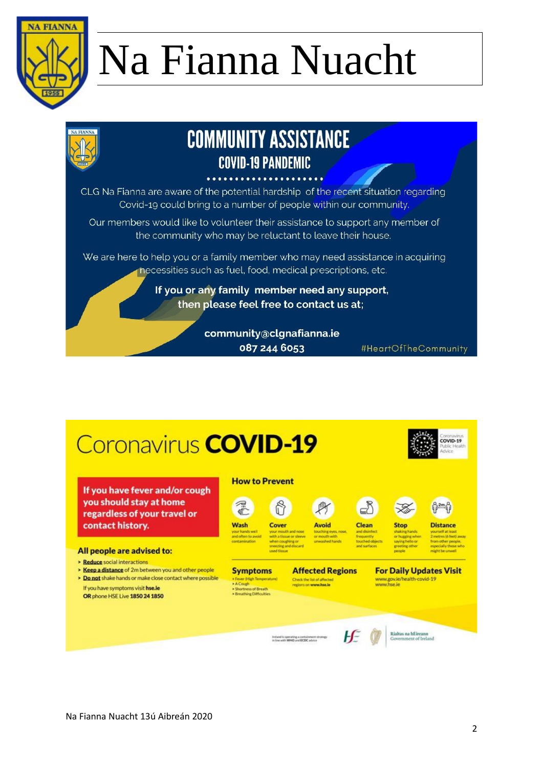# Na Fianna Nuacht

## COMMUNITY ASSISTANCE

### COVID-19 PANDEMIC

CLG Na Fianna are aware of the potential hardship of the recent situation regarding Covid-19 could bring to a number of people within our community.

Our members would like to volunteer their assistance to support any member of the community who may be reluctant to leave their house.

We are here to help you or a family member who may need assistance in acquiring necessities such as fuel, food, medical prescriptions, etc.

**If you or any family member need any support, then please feel free to contact us at;**

**community@clgnafianna.ie**
**087 244 6053**

#HeartOfTheCommunity

## Coronavirus **COVID-19**

Coronavirus COVID-19 Public Health Advice

**If you have fever and/or cough you should stay at home regardless of your travel or contact history.**

**All people are advised to:**

- Reduce social interactions
- Keep a distance of 2m between you and other people
- Do not shake hands or make close contact where possible

If you have symptoms visit **hse.ie**
**OR** phone HSE Live **1850 24 1850**

### How to Prevent

- **Wash** your hands well and often to avoid contamination
- **Cover** your mouth and nose with a tissue or sleeve when coughing or sneezing and discard used tissue
- **Avoid** touching eyes, nose, or mouth with unwashed hands
- **Clean** and disinfect frequently touched objects and surfaces
- **Stop** shaking hands or hugging when saying hello or greeting other people
- **Distance** yourself at least 2 metres (6 feet) away from other people, especially those who might be unwell

### Symptoms

- Fever (High Temperature)
- A Cough
- Shortness of Breath
- Breathing Difficulties

### Affected Regions

Check the list of affected regions on **www.hse.ie**

### For Daily Updates Visit

www.gov.ie/health-covid-19
www.hse.ie

Ireland is operating a containment strategy in line with WHO and ECDC advice

Rialtas na hÉireann
Government of Ireland

Na Fianna Nuacht 13ú Aibreán 2020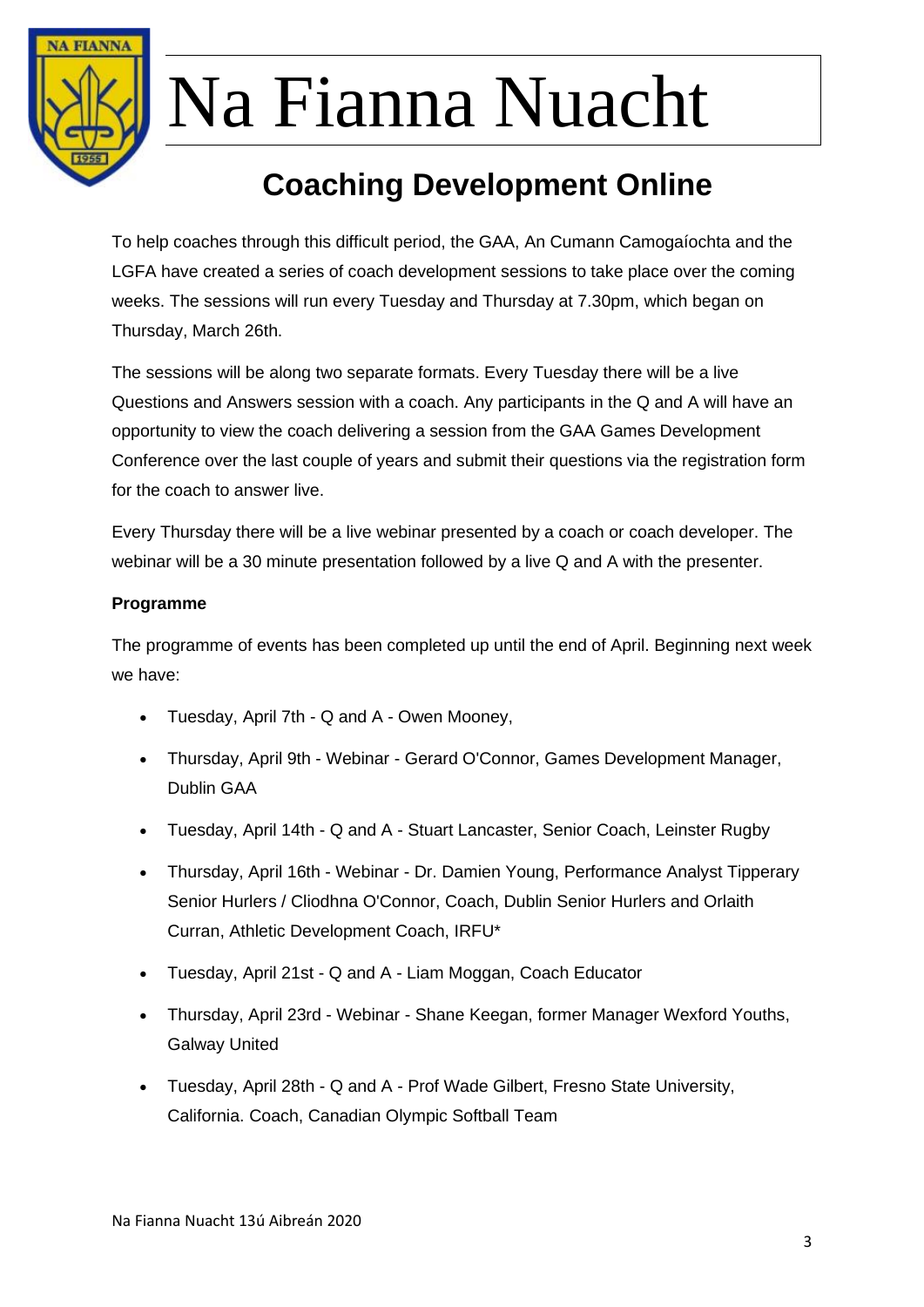# Na Fianna Nuacht

## Coaching Development Online

To help coaches through this difficult period, the GAA, An Cumann Camogaíochta and the LGFA have created a series of coach development sessions to take place over the coming weeks. The sessions will run every Tuesday and Thursday at 7.30pm, which began on Thursday, March 26th.

The sessions will be along two separate formats. Every Tuesday there will be a live Questions and Answers session with a coach. Any participants in the Q and A will have an opportunity to view the coach delivering a session from the GAA Games Development Conference over the last couple of years and submit their questions via the registration form for the coach to answer live.

Every Thursday there will be a live webinar presented by a coach or coach developer. The webinar will be a 30 minute presentation followed by a live Q and A with the presenter.

**Programme**

The programme of events has been completed up until the end of April. Beginning next week we have:

- Tuesday, April 7th - Q and A - Owen Mooney,
- Thursday, April 9th - Webinar - Gerard O'Connor, Games Development Manager, Dublin GAA
- Tuesday, April 14th - Q and A - Stuart Lancaster, Senior Coach, Leinster Rugby
- Thursday, April 16th - Webinar - Dr. Damien Young, Performance Analyst Tipperary Senior Hurlers / Cliodhna O'Connor, Coach, Dublin Senior Hurlers and Orlaith Curran, Athletic Development Coach, IRFU*
- Tuesday, April 21st - Q and A - Liam Moggan, Coach Educator
- Thursday, April 23rd - Webinar - Shane Keegan, former Manager Wexford Youths, Galway United
- Tuesday, April 28th - Q and A - Prof Wade Gilbert, Fresno State University, California. Coach, Canadian Olympic Softball Team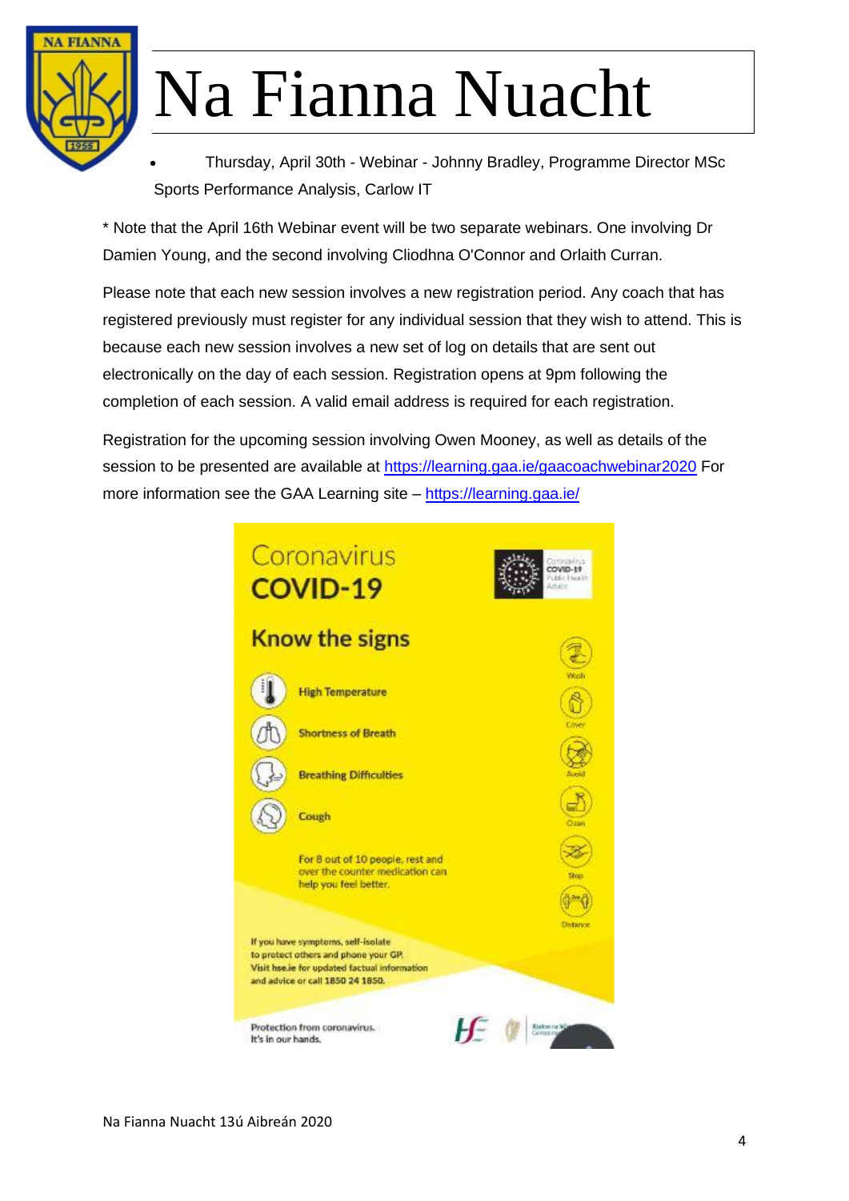- Thursday, April 30th - Webinar - Johnny Bradley, Programme Director MSc Sports Performance Analysis, Carlow IT

* Note that the April 16th Webinar event will be two separate webinars. One involving Dr Damien Young, and the second involving Cliodhna O'Connor and Orlaith Curran.

Please note that each new session involves a new registration period. Any coach that has registered previously must register for any individual session that they wish to attend. This is because each new session involves a new set of log on details that are sent out electronically on the day of each session. Registration opens at 9pm following the completion of each session. A valid email address is required for each registration.

Registration for the upcoming session involving Owen Mooney, as well as details of the session to be presented are available at https://learning.gaa.ie/gaacoachwebinar2020 For more information see the GAA Learning site – https://learning.gaa.ie/

Coronavirus
**COVID-19**

**Know the signs**

- High Temperature
- Shortness of Breath
- Breathing Difficulties
- Cough

For 8 out of 10 people, rest and over the counter medication can help you feel better.

Wash · Cover · Avoid · Clean · Stop · Distance

If you have symptoms, self-isolate to protect others and phone your GP. Visit hse.ie for updated factual information and advice or call 1850 24 1850.

Protection from coronavirus. It's in our hands.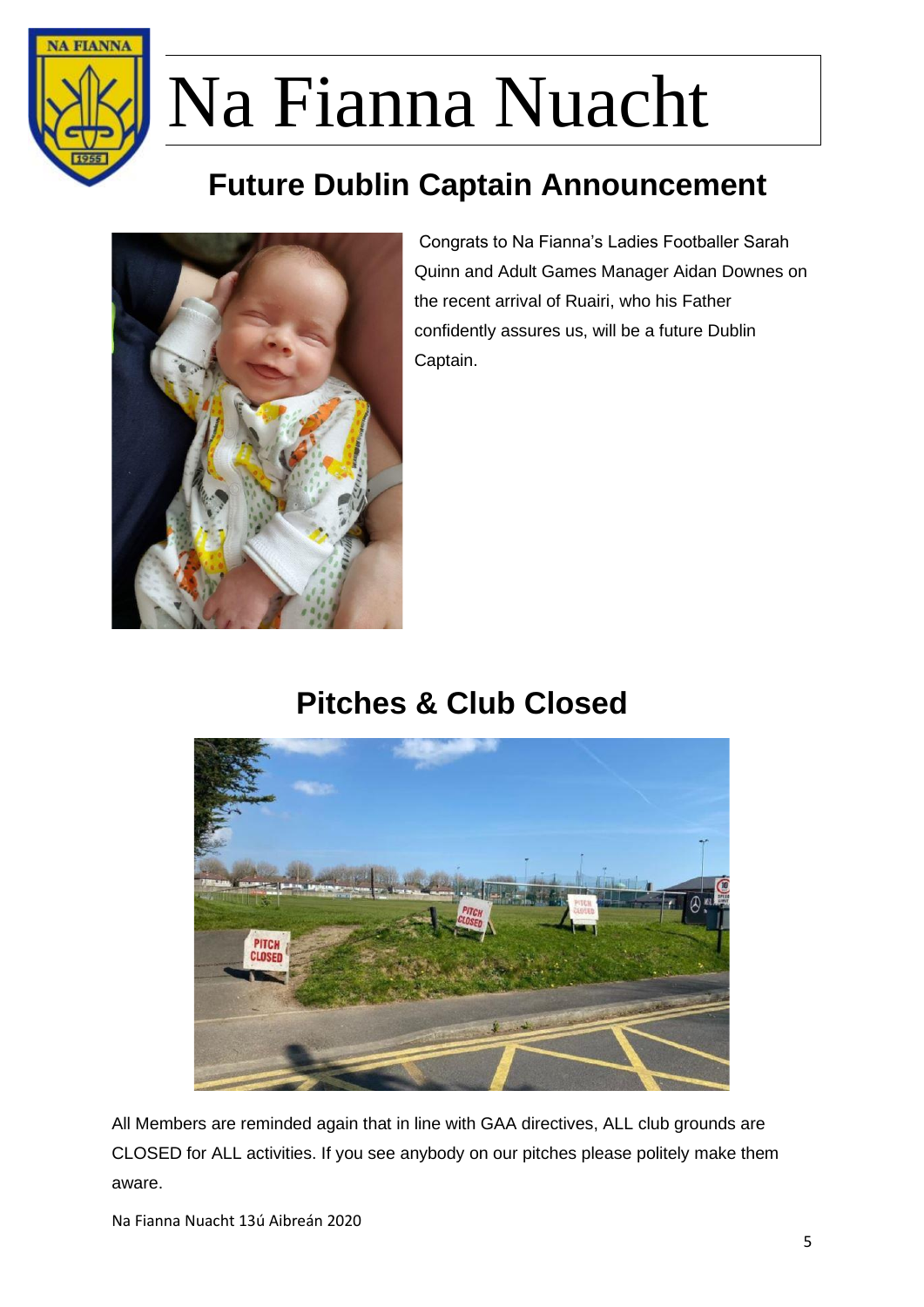# Na Fianna Nuacht

## Future Dublin Captain Announcement

Congrats to Na Fianna's Ladies Footballer Sarah Quinn and Adult Games Manager Aidan Downes on the recent arrival of Ruairi, who his Father confidently assures us, will be a future Dublin Captain.

## Pitches & Club Closed

All Members are reminded again that in line with GAA directives, ALL club grounds are CLOSED for ALL activities. If you see anybody on our pitches please politely make them aware.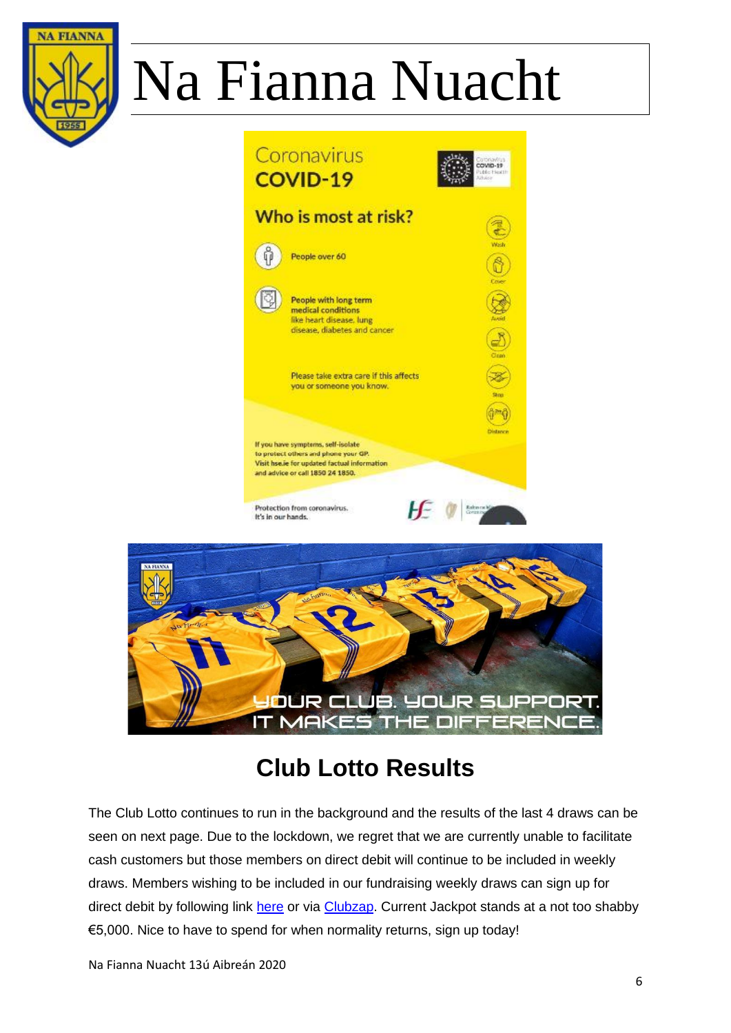# Na Fianna Nuacht

Coronavirus
COVID-19

Who is most at risk?

People over 60

People with long term medical conditions like heart disease, lung disease, diabetes and cancer

Please take extra care if this affects you or someone you know.

If you have symptoms, self-isolate to protect others and phone your GP. Visit hse.ie for updated factual information and advice or call 1850 24 1850.

Protection from coronavirus. It's in our hands.

YOUR CLUB. YOUR SUPPORT. IT MAKES THE DIFFERENCE.

## Club Lotto Results

The Club Lotto continues to run in the background and the results of the last 4 draws can be seen on next page. Due to the lockdown, we regret that we are currently unable to facilitate cash customers but those members on direct debit will continue to be included in weekly draws. Members wishing to be included in our fundraising weekly draws can sign up for direct debit by following link here or via Clubzap. Current Jackpot stands at a not too shabby €5,000. Nice to have to spend for when normality returns, sign up today!

Na Fianna Nuacht 13ú Aibreán 2020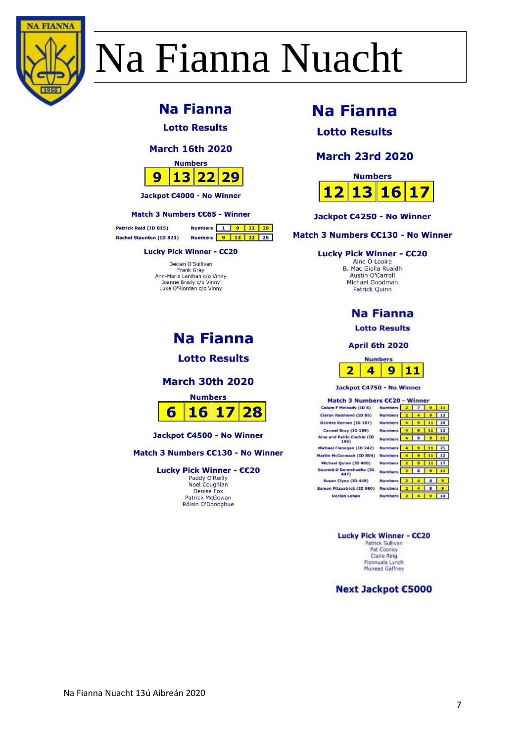# Na Fianna Nuacht

## Na Fianna

### Lotto Results

### March 16th 2020

Numbers

| 9 | 13 | 22 | 29 |
|---|---|---|---|

**Jackpot €4000 - No Winner**

**Match 3 Numbers €€65 - Winner**

| Name | | | | | |
|---|---|---|---|---|---|
| Patrick Reid (ID 815) | Numbers | 1 | 9 | 22 | 29 |
| Rachel Staunton (ID 821) | Numbers | 9 | 13 | 22 | 25 |

**Lucky Pick Winner - €€20**

Declan O'Sullivan
Frank Gray
Ann-Marie Lenihan c/o Vinny
Joanne Brady c/o Vinny
Luke O'Riordan c/o Vinny

## Na Fianna

### Lotto Results

### March 23rd 2020

Numbers

| 12 | 13 | 16 | 17 |
|---|---|---|---|

**Jackpot €4250 - No Winner**

**Match 3 Numbers €€130 - No Winner**

**Lucky Pick Winner - €€20**

Aine Ó Laoire
B. Mac Giolla Ruaidh
Austin O'Carroll
Michael Goodman
Patrick Quinn

## Na Fianna

### Lotto Results

### March 30th 2020

Numbers

| 6 | 16 | 17 | 28 |
|---|---|---|---|

**Jackpot €4500 - No Winner**

**Match 3 Numbers €€130 - No Winner**

**Lucky Pick Winner - €€20**

Paddy O'Reilly
Noel Coughlan
Denise Fox
Patrick McGowan
Róisín O'Donoghue

## Na Fianna

### Lotto Results

### April 6th 2020

Numbers

| 2 | 4 | 9 | 11 |
|---|---|---|---|

**Jackpot €4750 - No Winner**

**Match 3 Numbers €€20 - Winner**

| Name | | | | | |
|---|---|---|---|---|---|
| Colum F Meleady (ID 6) | Numbers | 2 | 7 | 9 | 11 |
| Ciaran Redmond (ID 85) | Numbers | 2 | 4 | 9 | 13 |
| Deirdre Kernan (ID 107) | Numbers | 4 | 9 | 11 | 18 |
| Carmel Gray (ID 189) | Numbers | 4 | 9 | 11 | 12 |
| Aine and Pairic Clerkin (ID 196) | Numbers | 4 | 8 | 9 | 11 |
| Michael Flanagan (ID 242) | Numbers | 4 | 9 | 11 | 25 |
| Martin McCormack (ID 804) | Numbers | 4 | 9 | 11 | 12 |
| Michael Quinn (ID 400) | Numbers | 2 | 9 | 11 | 17 |
| Gearoid O'Donnchadha (ID 447) | Numbers | 2 | 8 | 9 | 11 |
| Susan Clyne (ID 449) | Numbers | 2 | 4 | 8 | 9 |
| Eamon Fitzpatrick (ID 650) | Numbers | 2 | 4 | 8 | 9 |
| Declan Lohan | Numbers | 2 | 4 | 9 | 14 |

**Lucky Pick Winner - €€20**

Patrick Sullivan
Pat Cooney
Claire Ring
Fionnuala Lynch
Muiread Gaffney

**Next Jackpot €5000**

Na Fianna Nuacht 13ú Aibreán 2020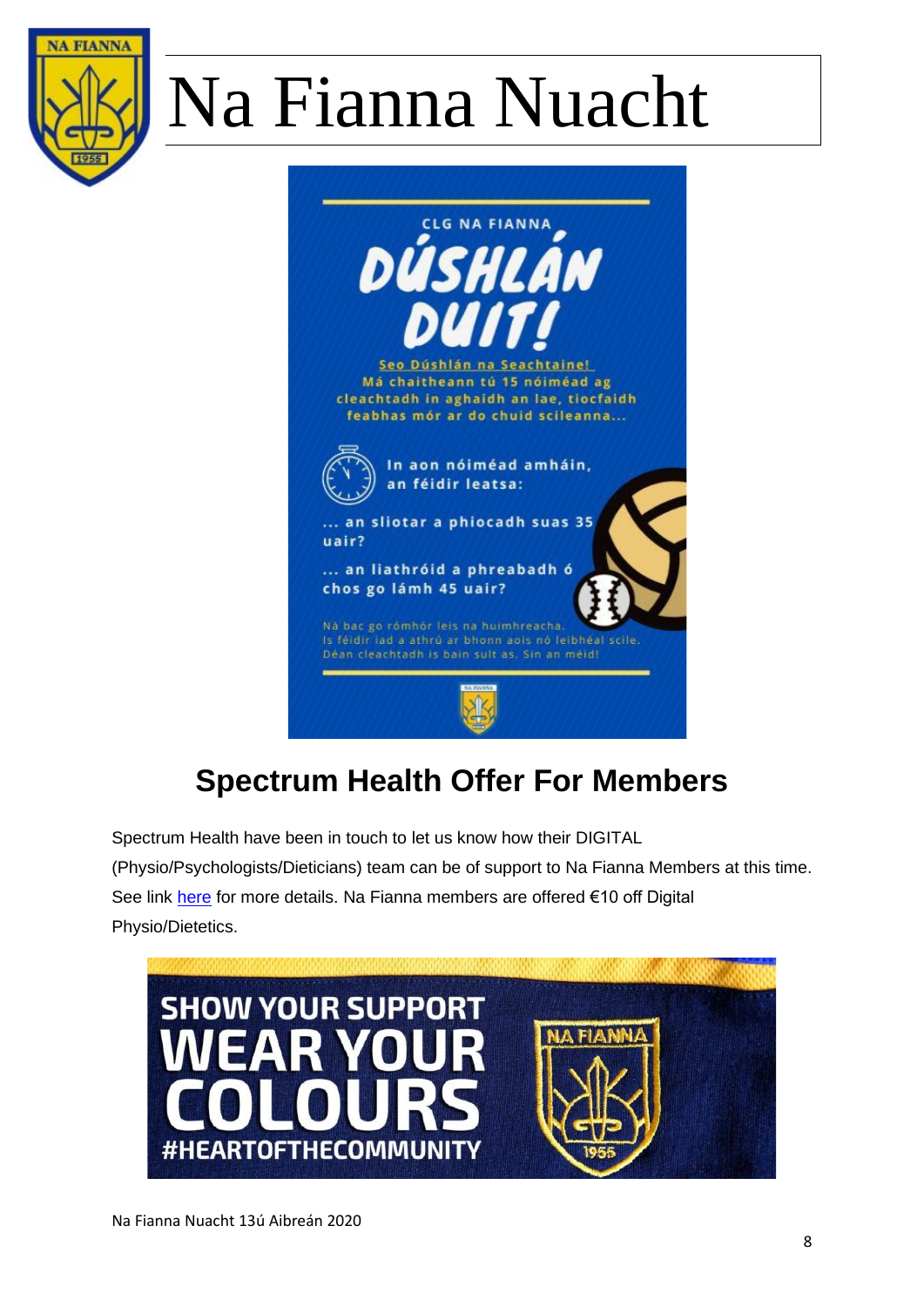# Na Fianna Nuacht

CLG NA FIANNA

**DÚSHLÁN DUIT!**

Seo Dúshlán na Seachtaine!
Má chaitheann tú 15 nóiméad ag cleachtadh in aghaidh an lae, tiocfaidh feabhas mór ar do chuid scileanna...

In aon nóiméad amháin, an féidir leatsa:

... an sliotar a phiocadh suas 35 uair?

... an liathróid a phreabadh ó chos go lámh 45 uair?

Ná bac go rómhór leis na huimhreacha.
Is féidir iad a athrú ar bhonn aois nó leibhéal scile.
Déan cleachtadh is bain sult as. Sin an méid!

## Spectrum Health Offer For Members

Spectrum Health have been in touch to let us know how their DIGITAL (Physio/Psychologists/Dieticians) team can be of support to Na Fianna Members at this time. See link here for more details. Na Fianna members are offered €10 off Digital Physio/Dietetics.

SHOW YOUR SUPPORT
WEAR YOUR COLOURS
#HEARTOFTHECOMMUNITY

Na Fianna Nuacht 13ú Aibreán 2020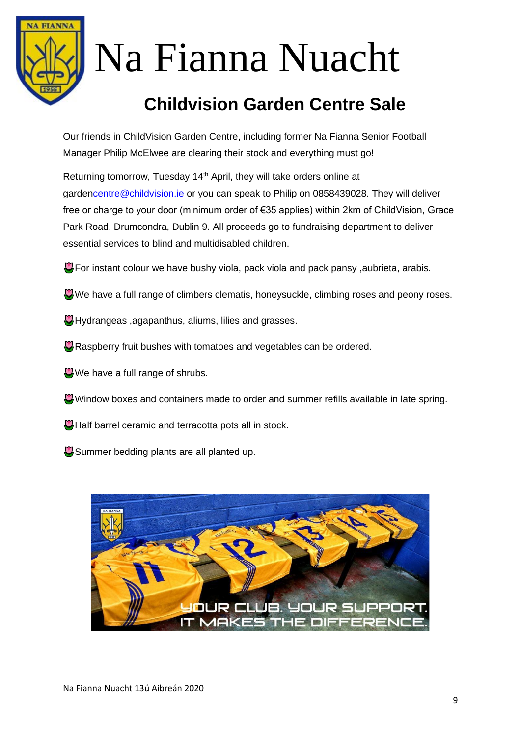# Na Fianna Nuacht

## Childvision Garden Centre Sale

Our friends in ChildVision Garden Centre, including former Na Fianna Senior Football Manager Philip McElwee are clearing their stock and everything must go!

Returning tomorrow, Tuesday 14th April, they will take orders online at gardencentre@childvision.ie or you can speak to Philip on 0858439028. They will deliver free or charge to your door (minimum order of €35 applies) within 2km of ChildVision, Grace Park Road, Drumcondra, Dublin 9. All proceeds go to fundraising department to deliver essential services to blind and multidisabled children.

- For instant colour we have bushy viola, pack viola and pack pansy ,aubrieta, arabis.
- We have a full range of climbers clematis, honeysuckle, climbing roses and peony roses.
- Hydrangeas ,agapanthus, aliums, lilies and grasses.
- Raspberry fruit bushes with tomatoes and vegetables can be ordered.
- We have a full range of shrubs.
- Window boxes and containers made to order and summer refills available in late spring.
- Half barrel ceramic and terracotta pots all in stock.
- Summer bedding plants are all planted up.

YOUR CLUB. YOUR SUPPORT.
IT MAKES THE DIFFERENCE.

Na Fianna Nuacht 13ú Aibreán 2020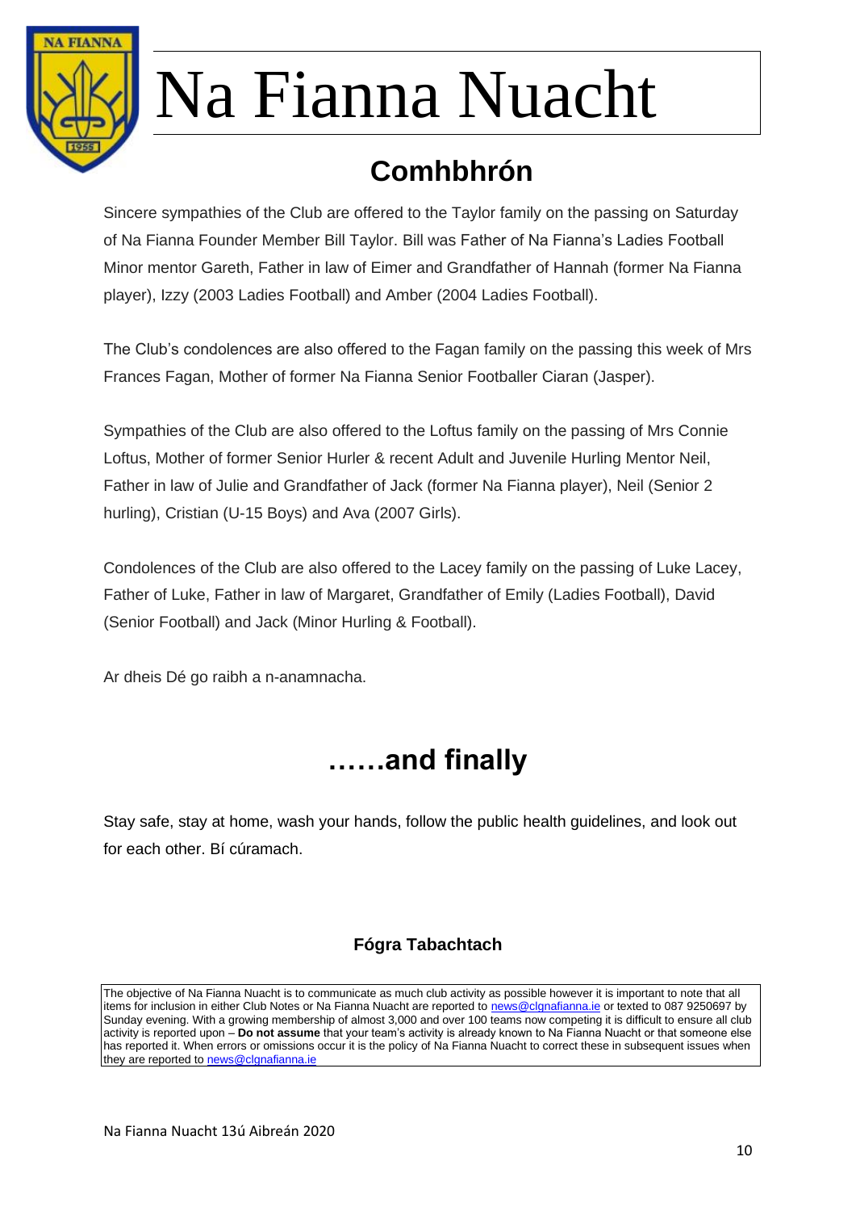# Na Fianna Nuacht

## Comhbhrón

Sincere sympathies of the Club are offered to the Taylor family on the passing on Saturday of Na Fianna Founder Member Bill Taylor. Bill was Father of Na Fianna's Ladies Football Minor mentor Gareth, Father in law of Eimer and Grandfather of Hannah (former Na Fianna player), Izzy (2003 Ladies Football) and Amber (2004 Ladies Football).

The Club's condolences are also offered to the Fagan family on the passing this week of Mrs Frances Fagan, Mother of former Na Fianna Senior Footballer Ciaran (Jasper).

Sympathies of the Club are also offered to the Loftus family on the passing of Mrs Connie Loftus, Mother of former Senior Hurler & recent Adult and Juvenile Hurling Mentor Neil, Father in law of Julie and Grandfather of Jack (former Na Fianna player), Neil (Senior 2 hurling), Cristian (U-15 Boys) and Ava (2007 Girls).

Condolences of the Club are also offered to the Lacey family on the passing of Luke Lacey, Father of Luke, Father in law of Margaret, Grandfather of Emily (Ladies Football), David (Senior Football) and Jack (Minor Hurling & Football).

Ar dheis Dé go raibh a n-anamnacha.

## ……and finally

Stay safe, stay at home, wash your hands, follow the public health guidelines, and look out for each other. Bí cúramach.

### Fógra Tabachtach

The objective of Na Fianna Nuacht is to communicate as much club activity as possible however it is important to note that all items for inclusion in either Club Notes or Na Fianna Nuacht are reported to news@clgnafianna.ie or texted to 087 9250697 by Sunday evening. With a growing membership of almost 3,000 and over 100 teams now competing it is difficult to ensure all club activity is reported upon – **Do not assume** that your team's activity is already known to Na Fianna Nuacht or that someone else has reported it. When errors or omissions occur it is the policy of Na Fianna Nuacht to correct these in subsequent issues when they are reported to news@clgnafianna.ie